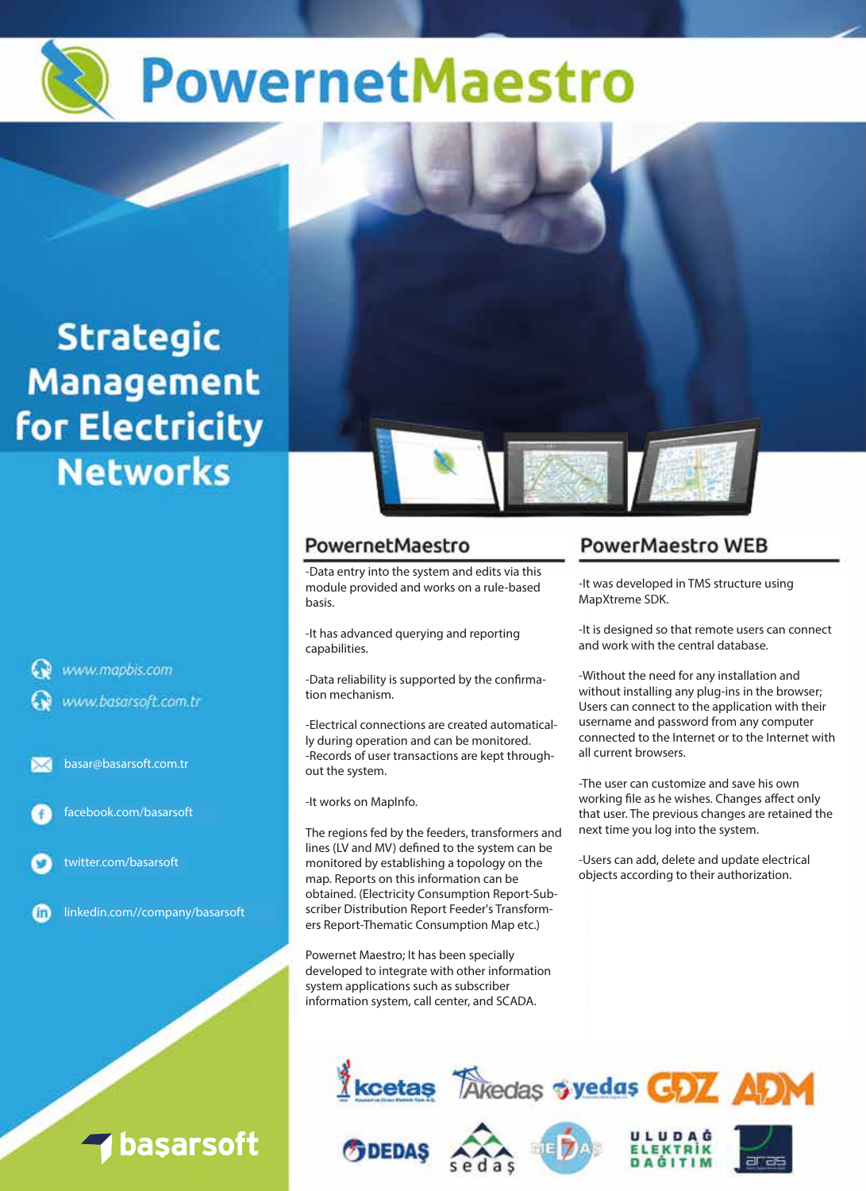# PowernetMaestro

## Strategic Management for Electricity Networks

www.mapbis.com

www.basarsoft.com.tr

basar@basarsoft.com.tr

facebook.com/basarsoft

twitter.com/basarsoft

linkedin.com//company/basarsoft

## PowernetMaestro

-Data entry into the system and edits via this module provided and works on a rule-based basis.

-It has advanced querying and reporting capabilities.

-Data reliability is supported by the confirmation mechanism.

-Electrical connections are created automatically during operation and can be monitored.
-Records of user transactions are kept throughout the system.

-It works on MapInfo.

The regions fed by the feeders, transformers and lines (LV and MV) defined to the system can be monitored by establishing a topology on the map. Reports on this information can be obtained. (Electricity Consumption Report-Subscriber Distribution Report Feeder's Transformers Report-Thematic Consumption Map etc.)

Powernet Maestro; It has been specially developed to integrate with other information system applications such as subscriber information system, call center, and SCADA.

## PowerMaestro WEB

-It was developed in TMS structure using MapXtreme SDK.

-It is designed so that remote users can connect and work with the central database.

-Without the need for any installation and without installing any plug-ins in the browser; Users can connect to the application with their username and password from any computer connected to the Internet or to the Internet with all current browsers.

-The user can customize and save his own working file as he wishes. Changes affect only that user. The previous changes are retained the next time you log into the system.

-Users can add, delete and update electrical objects according to their authorization.

kcetaş · Akedaş · yedaş · GDZ · ADM · DEDAŞ · sedaş · MEDAŞ · ULUDAĞ ELEKTRİK DAĞITIM · aras

başarsoft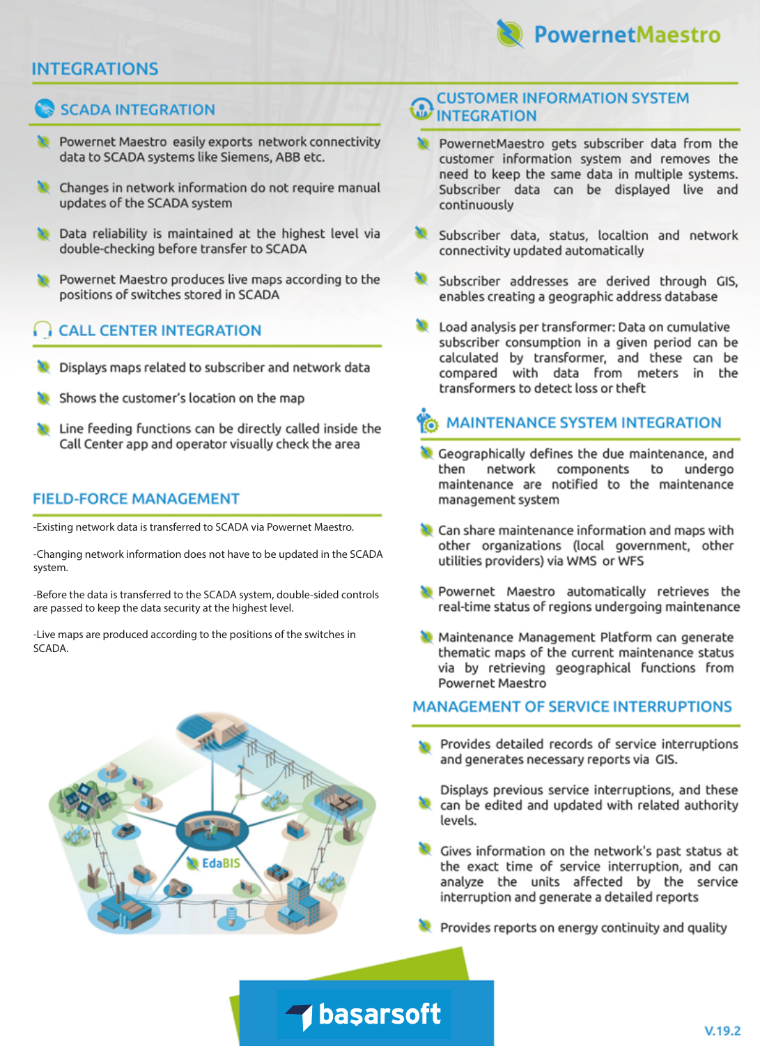# INTEGRATIONS

## SCADA INTEGRATION

- Powernet Maestro easily exports network connectivity data to SCADA systems like Siemens, ABB etc.
- Changes in network information do not require manual updates of the SCADA system
- Data reliability is maintained at the highest level via double-checking before transfer to SCADA
- Powernet Maestro produces live maps according to the positions of switches stored in SCADA

## CALL CENTER INTEGRATION

- Displays maps related to subscriber and network data
- Shows the customer's location on the map
- Line feeding functions can be directly called inside the Call Center app and operator visually check the area

## FIELD-FORCE MANAGEMENT

-Existing network data is transferred to SCADA via Powernet Maestro.

-Changing network information does not have to be updated in the SCADA system.

-Before the data is transferred to the SCADA system, double-sided controls are passed to keep the data security at the highest level.

-Live maps are produced according to the positions of the switches in SCADA.

EdaBIS

## CUSTOMER INFORMATION SYSTEM INTEGRATION

- PowernetMaestro gets subscriber data from the customer information system and removes the need to keep the same data in multiple systems. Subscriber data can be displayed live and continuously
- Subscriber data, status, localtion and network connectivity updated automatically
- Subscriber addresses are derived through GIS, enables creating a geographic address database
- Load analysis per transformer: Data on cumulative subscriber consumption in a given period can be calculated by transformer, and these can be compared with data from meters in the transformers to detect loss or theft

## MAINTENANCE SYSTEM INTEGRATION

- Geographically defines the due maintenance, and then network components to undergo maintenance are notified to the maintenance management system
- Can share maintenance information and maps with other organizations (local government, other utilities providers) via WMS or WFS
- Powernet Maestro automatically retrieves the real-time status of regions undergoing maintenance
- Maintenance Management Platform can generate thematic maps of the current maintenance status via by retrieving geographical functions from Powernet Maestro

## MANAGEMENT OF SERVICE INTERRUPTIONS

- Provides detailed records of service interruptions and generates necessary reports via GIS.
- Displays previous service interruptions, and these can be edited and updated with related authority levels.
- Gives information on the network's past status at the exact time of service interruption, and can analyze the units affected by the service interruption and generate a detailed reports
- Provides reports on energy continuity and quality

başarsoft

V.19.2